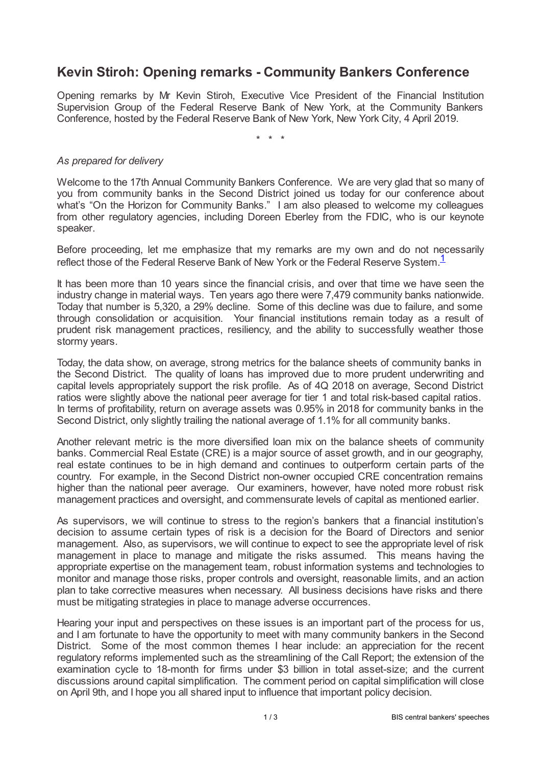# Kevin Stiroh: Opening remarks - Community Bankers Conference

Opening remarks by Mr Kevin Stiroh, Executive Vice President of the Financial Institution Supervision Group of the Federal Reserve Bank of New York, at the Community Bankers Conference, hosted by the Federal Reserve Bank of New York, New York City, 4 April 2019.

\* \* \*

*As prepared for delivery*

Welcome to the 17th Annual Community Bankers Conference. We are very glad that so many of you from community banks in the Second District joined us today for our conference about what's "On the Horizon for Community Banks." I am also pleased to welcome my colleagues from other regulatory agencies, including Doreen Eberley from the FDIC, who is our keynote speaker.

Before proceeding, let me emphasize that my remarks are my own and do not necessarily reflect those of the Federal Reserve Bank of New York or the Federal Reserve System.[1]

It has been more than 10 years since the financial crisis, and over that time we have seen the industry change in material ways. Ten years ago there were 7,479 community banks nationwide. Today that number is 5,320, a 29% decline. Some of this decline was due to failure, and some through consolidation or acquisition. Your financial institutions remain today as a result of prudent risk management practices, resiliency, and the ability to successfully weather those stormy years.

Today, the data show, on average, strong metrics for the balance sheets of community banks in the Second District. The quality of loans has improved due to more prudent underwriting and capital levels appropriately support the risk profile. As of 4Q 2018 on average, Second District ratios were slightly above the national peer average for tier 1 and total risk-based capital ratios. In terms of profitability, return on average assets was 0.95% in 2018 for community banks in the Second District, only slightly trailing the national average of 1.1% for all community banks.

Another relevant metric is the more diversified loan mix on the balance sheets of community banks. Commercial Real Estate (CRE) is a major source of asset growth, and in our geography, real estate continues to be in high demand and continues to outperform certain parts of the country. For example, in the Second District non-owner occupied CRE concentration remains higher than the national peer average. Our examiners, however, have noted more robust risk management practices and oversight, and commensurate levels of capital as mentioned earlier.

As supervisors, we will continue to stress to the region's bankers that a financial institution's decision to assume certain types of risk is a decision for the Board of Directors and senior management. Also, as supervisors, we will continue to expect to see the appropriate level of risk management in place to manage and mitigate the risks assumed. This means having the appropriate expertise on the management team, robust information systems and technologies to monitor and manage those risks, proper controls and oversight, reasonable limits, and an action plan to take corrective measures when necessary. All business decisions have risks and there must be mitigating strategies in place to manage adverse occurrences.

Hearing your input and perspectives on these issues is an important part of the process for us, and I am fortunate to have the opportunity to meet with many community bankers in the Second District. Some of the most common themes I hear include: an appreciation for the recent regulatory reforms implemented such as the streamlining of the Call Report; the extension of the examination cycle to 18-month for firms under $3 billion in total asset-size; and the current discussions around capital simplification. The comment period on capital simplification will close on April 9th, and I hope you all shared input to influence that important policy decision.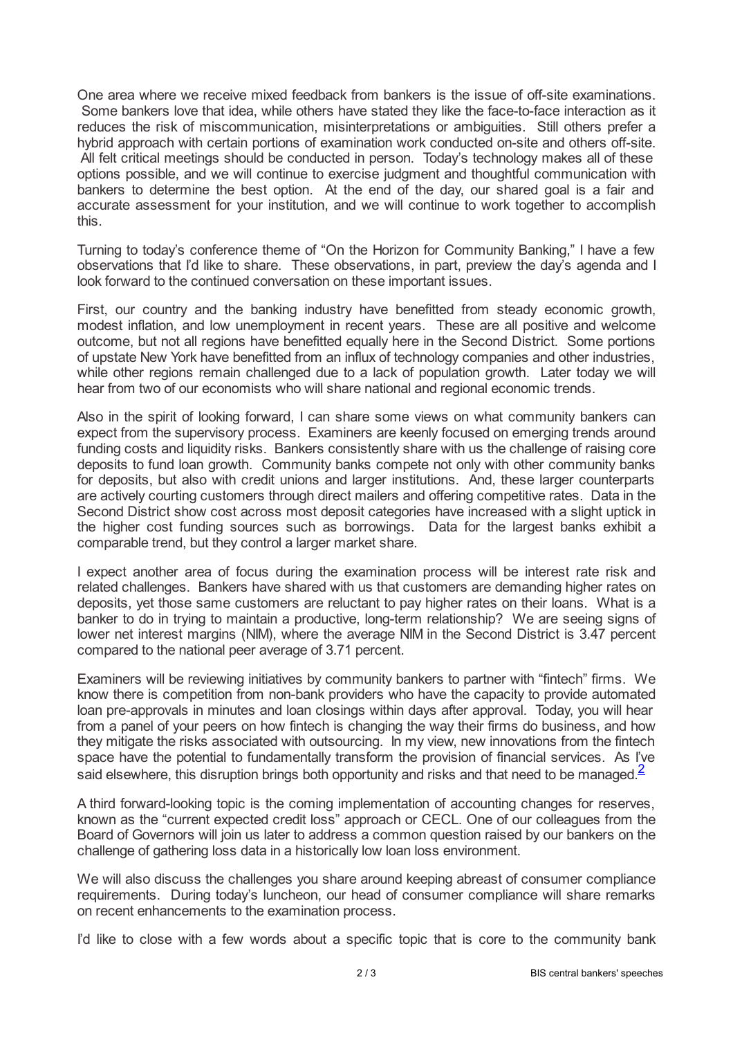One area where we receive mixed feedback from bankers is the issue of off-site examinations. Some bankers love that idea, while others have stated they like the face-to-face interaction as it reduces the risk of miscommunication, misinterpretations or ambiguities. Still others prefer a hybrid approach with certain portions of examination work conducted on-site and others off-site. All felt critical meetings should be conducted in person. Today's technology makes all of these options possible, and we will continue to exercise judgment and thoughtful communication with bankers to determine the best option. At the end of the day, our shared goal is a fair and accurate assessment for your institution, and we will continue to work together to accomplish this.

Turning to today's conference theme of "On the Horizon for Community Banking," I have a few observations that I'd like to share. These observations, in part, preview the day's agenda and I look forward to the continued conversation on these important issues.

First, our country and the banking industry have benefitted from steady economic growth, modest inflation, and low unemployment in recent years. These are all positive and welcome outcome, but not all regions have benefitted equally here in the Second District. Some portions of upstate New York have benefitted from an influx of technology companies and other industries, while other regions remain challenged due to a lack of population growth. Later today we will hear from two of our economists who will share national and regional economic trends.

Also in the spirit of looking forward, I can share some views on what community bankers can expect from the supervisory process. Examiners are keenly focused on emerging trends around funding costs and liquidity risks. Bankers consistently share with us the challenge of raising core deposits to fund loan growth. Community banks compete not only with other community banks for deposits, but also with credit unions and larger institutions. And, these larger counterparts are actively courting customers through direct mailers and offering competitive rates. Data in the Second District show cost across most deposit categories have increased with a slight uptick in the higher cost funding sources such as borrowings. Data for the largest banks exhibit a comparable trend, but they control a larger market share.

I expect another area of focus during the examination process will be interest rate risk and related challenges. Bankers have shared with us that customers are demanding higher rates on deposits, yet those same customers are reluctant to pay higher rates on their loans. What is a banker to do in trying to maintain a productive, long-term relationship? We are seeing signs of lower net interest margins (NIM), where the average NIM in the Second District is 3.47 percent compared to the national peer average of 3.71 percent.

Examiners will be reviewing initiatives by community bankers to partner with "fintech" firms. We know there is competition from non-bank providers who have the capacity to provide automated loan pre-approvals in minutes and loan closings within days after approval. Today, you will hear from a panel of your peers on how fintech is changing the way their firms do business, and how they mitigate the risks associated with outsourcing. In my view, new innovations from the fintech space have the potential to fundamentally transform the provision of financial services. As I've said elsewhere, this disruption brings both opportunity and risks and that need to be managed.[2]

A third forward-looking topic is the coming implementation of accounting changes for reserves, known as the "current expected credit loss" approach or CECL. One of our colleagues from the Board of Governors will join us later to address a common question raised by our bankers on the challenge of gathering loss data in a historically low loan loss environment.

We will also discuss the challenges you share around keeping abreast of consumer compliance requirements. During today's luncheon, our head of consumer compliance will share remarks on recent enhancements to the examination process.

I'd like to close with a few words about a specific topic that is core to the community bank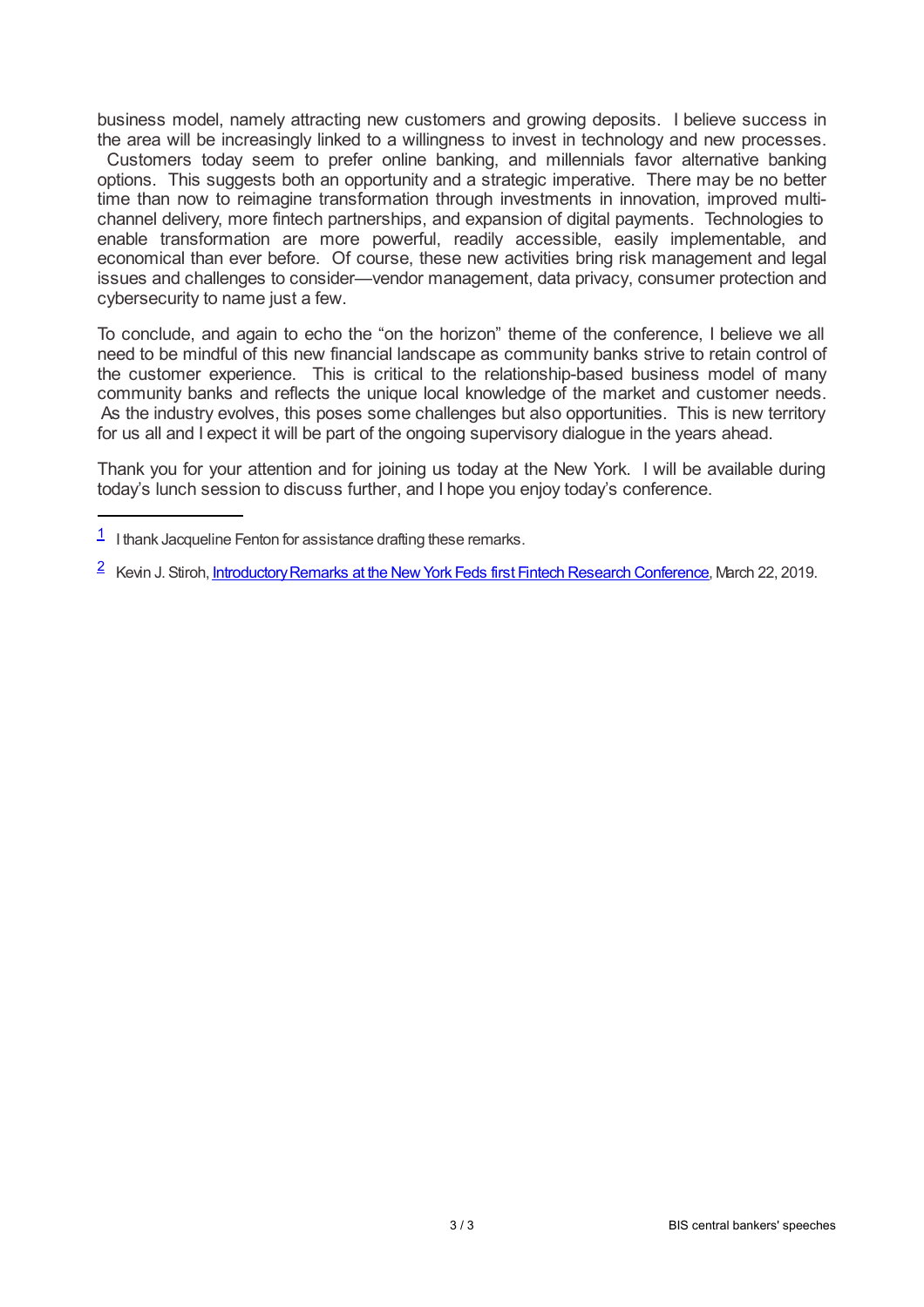business model, namely attracting new customers and growing deposits. I believe success in the area will be increasingly linked to a willingness to invest in technology and new processes. Customers today seem to prefer online banking, and millennials favor alternative banking options. This suggests both an opportunity and a strategic imperative. There may be no better time than now to reimagine transformation through investments in innovation, improved multi-channel delivery, more fintech partnerships, and expansion of digital payments. Technologies to enable transformation are more powerful, readily accessible, easily implementable, and economical than ever before. Of course, these new activities bring risk management and legal issues and challenges to consider—vendor management, data privacy, consumer protection and cybersecurity to name just a few.

To conclude, and again to echo the "on the horizon" theme of the conference, I believe we all need to be mindful of this new financial landscape as community banks strive to retain control of the customer experience. This is critical to the relationship-based business model of many community banks and reflects the unique local knowledge of the market and customer needs. As the industry evolves, this poses some challenges but also opportunities. This is new territory for us all and I expect it will be part of the ongoing supervisory dialogue in the years ahead.

Thank you for your attention and for joining us today at the New York. I will be available during today's lunch session to discuss further, and I hope you enjoy today's conference.

---

[1] I thank Jacqueline Fenton for assistance drafting these remarks.

[2] Kevin J. Stiroh, Introductory Remarks at the New York Feds first Fintech Research Conference, March 22, 2019.